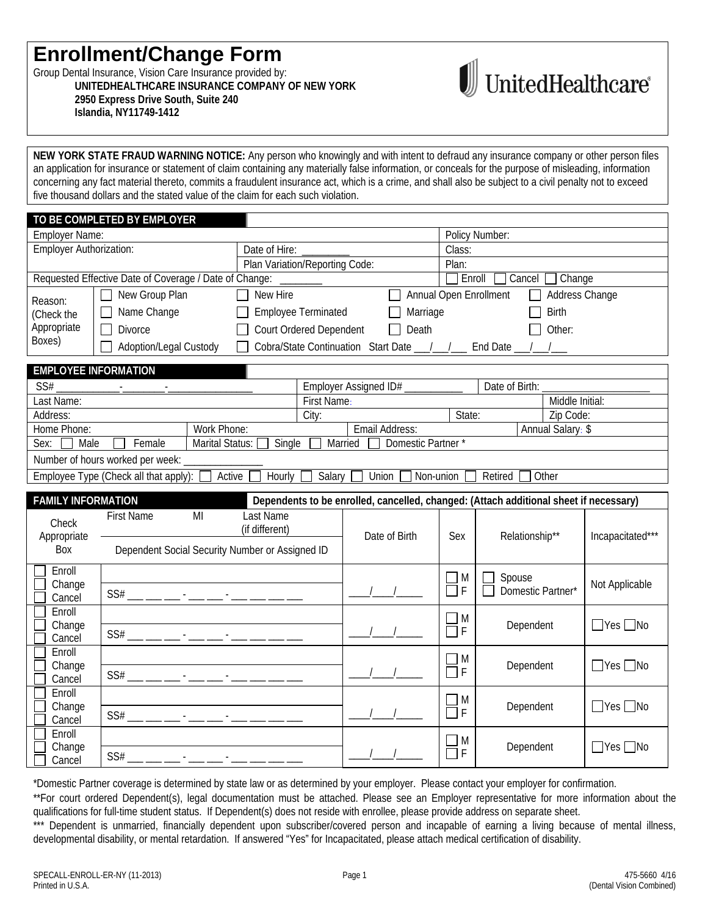# Enrollment/Change Form

Group Dental Insurance, Vision Care Insurance provided by:

**UNITEDHEALTHCARE INSURANCE COMPANY OF NEW YORK**
**2950 Express Drive South, Suite 240**
**Islandia, NY11749-1412**

UnitedHealthcare

**NEW YORK STATE FRAUD WARNING NOTICE:** Any person who knowingly and with intent to defraud any insurance company or other person files an application for insurance or statement of claim containing any materially false information, or conceals for the purpose of misleading, information concerning any fact material thereto, commits a fraudulent insurance act, which is a crime, and shall also be subject to a civil penalty not to exceed five thousand dollars and the stated value of the claim for each such violation.

## TO BE COMPLETED BY EMPLOYER

| | | |
|---|---|---|
| Employer Name: | | Policy Number: |
| Employer Authorization: | Date of Hire: _________ | Class: |
| | Plan Variation/Reporting Code: | Plan: |
| Requested Effective Date of Coverage / Date of Change: ________ | | ☐ Enroll ☐ Cancel ☐ Change |

| Reason: (Check the Appropriate Boxes) | | | | |
|---|---|---|---|---|
| | ☐ New Group Plan | ☐ New Hire | ☐ Annual Open Enrollment | ☐ Address Change |
| | ☐ Name Change | ☐ Employee Terminated | ☐ Marriage | ☐ Birth |
| | ☐ Divorce | ☐ Court Ordered Dependent | ☐ Death | ☐ Other: |
| | ☐ Adoption/Legal Custody | ☐ Cobra/State Continuation Start Date ___/___/___ End Date ___/___/___ | | |

## EMPLOYEE INFORMATION

| | | | |
|---|---|---|---|
| SS# ____________-________-________________ | Employer Assigned ID# ___________ | Date of Birth: _____________________ | |
| Last Name: | First Name: | | Middle Initial: |
| Address: | City: | State: | Zip Code: |
| Home Phone: | Work Phone: | Email Address: | Annual Salary: $ |
| Sex: ☐ Male ☐ Female | Marital Status: ☐ Single ☐ Married ☐ Domestic Partner * | | |
| Number of hours worked per week: _______________ | | | |
| Employee Type (Check all that apply): ☐ Active ☐ Hourly ☐ Salary ☐ Union ☐ Non-union ☐ Retired ☐ Other | | | |

## FAMILY INFORMATION

**Dependents to be enrolled, cancelled, changed: (Attach additional sheet if necessary)**

| Check Appropriate Box | First Name / MI / Last Name (if different) / Dependent Social Security Number or Assigned ID | Date of Birth | Sex | Relationship** | Incapacitated*** |
|---|---|---|---|---|---|
| ☐ Enroll ☐ Change ☐ Cancel | SS# ___ ___ ___ - ___ ___ - ___ ___ ___ ___ | ____/____/_____ | ☐ M ☐ F | ☐ Spouse ☐ Domestic Partner* | Not Applicable |
| ☐ Enroll ☐ Change ☐ Cancel | SS# ___ ___ ___ - ___ ___ - ___ ___ ___ ___ | ____/____/_____ | ☐ M ☐ F | Dependent | ☐Yes ☐No |
| ☐ Enroll ☐ Change ☐ Cancel | SS# ___ ___ ___ - ___ ___ - ___ ___ ___ ___ | ____/____/_____ | ☐ M ☐ F | Dependent | ☐Yes ☐No |
| ☐ Enroll ☐ Change ☐ Cancel | SS# ___ ___ ___ - ___ ___ - ___ ___ ___ ___ | ____/____/_____ | ☐ M ☐ F | Dependent | ☐Yes ☐No |
| ☐ Enroll ☐ Change ☐ Cancel | SS# ___ ___ ___ - ___ ___ - ___ ___ ___ ___ | ____/____/_____ | ☐ M ☐ F | Dependent | ☐Yes ☐No |

*Domestic Partner coverage is determined by state law or as determined by your employer. Please contact your employer for confirmation.

**For court ordered Dependent(s), legal documentation must be attached. Please see an Employer representative for more information about the qualifications for full-time student status. If Dependent(s) does not reside with enrollee, please provide address on separate sheet.

*** Dependent is unmarried, financially dependent upon subscriber/covered person and incapable of earning a living because of mental illness, developmental disability, or mental retardation. If answered "Yes" for Incapacitated, please attach medical certification of disability.

SPECALL-ENROLL-ER-NY (11-2013)
Printed in U.S.A.

475-5660 4/16
(Dental Vision Combined)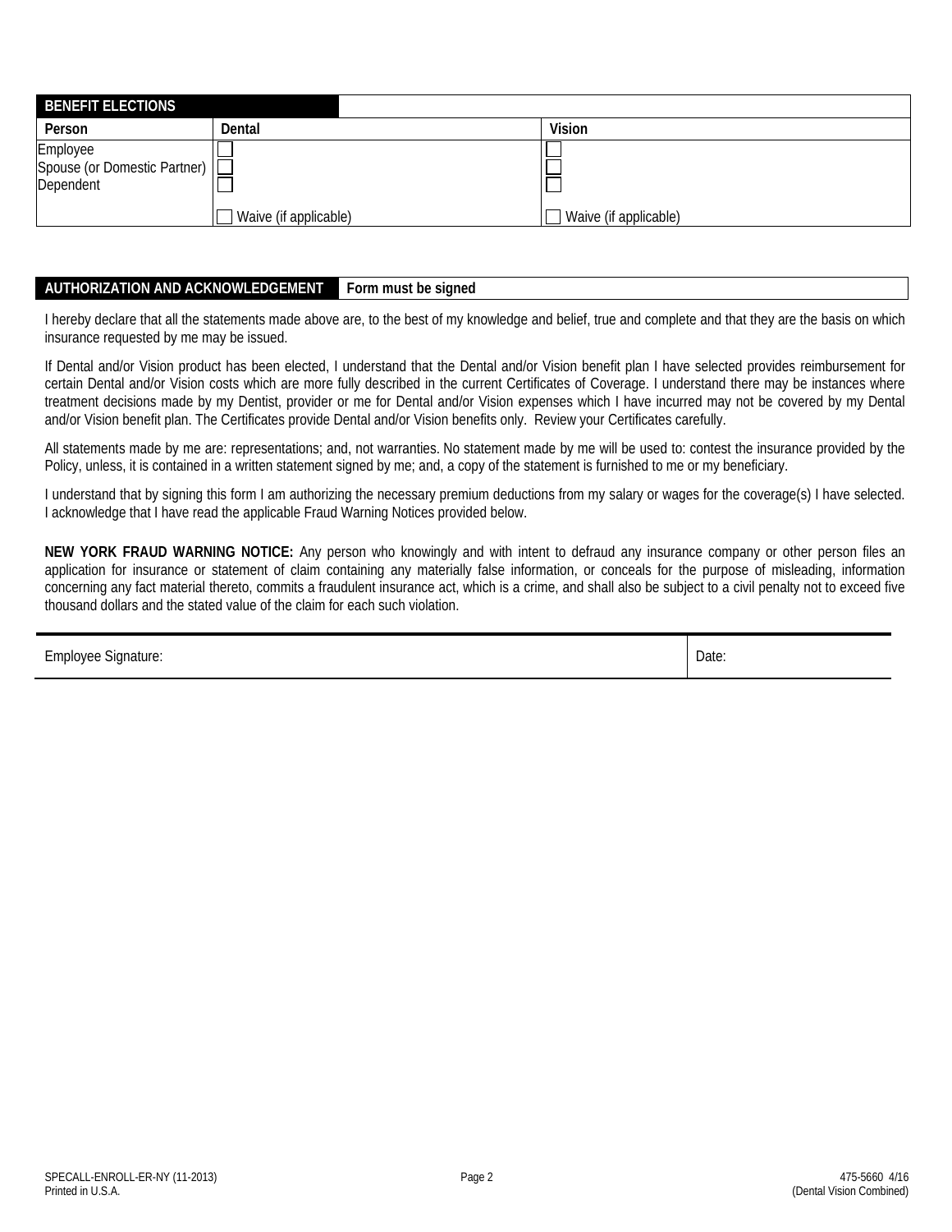## BENEFIT ELECTIONS

| Person | Dental | Vision |
|---|---|---|
| Employee | ☐ | ☐ |
| Spouse (or Domestic Partner) | ☐ | ☐ |
| Dependent | ☐ | ☐ |
| | ☐ Waive (if applicable) | ☐ Waive (if applicable) |

## AUTHORIZATION AND ACKNOWLEDGEMENT **Form must be signed**

I hereby declare that all the statements made above are, to the best of my knowledge and belief, true and complete and that they are the basis on which insurance requested by me may be issued.

If Dental and/or Vision product has been elected, I understand that the Dental and/or Vision benefit plan I have selected provides reimbursement for certain Dental and/or Vision costs which are more fully described in the current Certificates of Coverage. I understand there may be instances where treatment decisions made by my Dentist, provider or me for Dental and/or Vision expenses which I have incurred may not be covered by my Dental and/or Vision benefit plan. The Certificates provide Dental and/or Vision benefits only. Review your Certificates carefully.

All statements made by me are: representations; and, not warranties. No statement made by me will be used to: contest the insurance provided by the Policy, unless, it is contained in a written statement signed by me; and, a copy of the statement is furnished to me or my beneficiary.

I understand that by signing this form I am authorizing the necessary premium deductions from my salary or wages for the coverage(s) I have selected. I acknowledge that I have read the applicable Fraud Warning Notices provided below.

**NEW YORK FRAUD WARNING NOTICE:** Any person who knowingly and with intent to defraud any insurance company or other person files an application for insurance or statement of claim containing any materially false information, or conceals for the purpose of misleading, information concerning any fact material thereto, commits a fraudulent insurance act, which is a crime, and shall also be subject to a civil penalty not to exceed five thousand dollars and the stated value of the claim for each such violation.

| Employee Signature: | Date: |
|---|---|

SPECALL-ENROLL-ER-NY (11-2013)
Printed in U.S.A.

475-5660 4/16
(Dental Vision Combined)